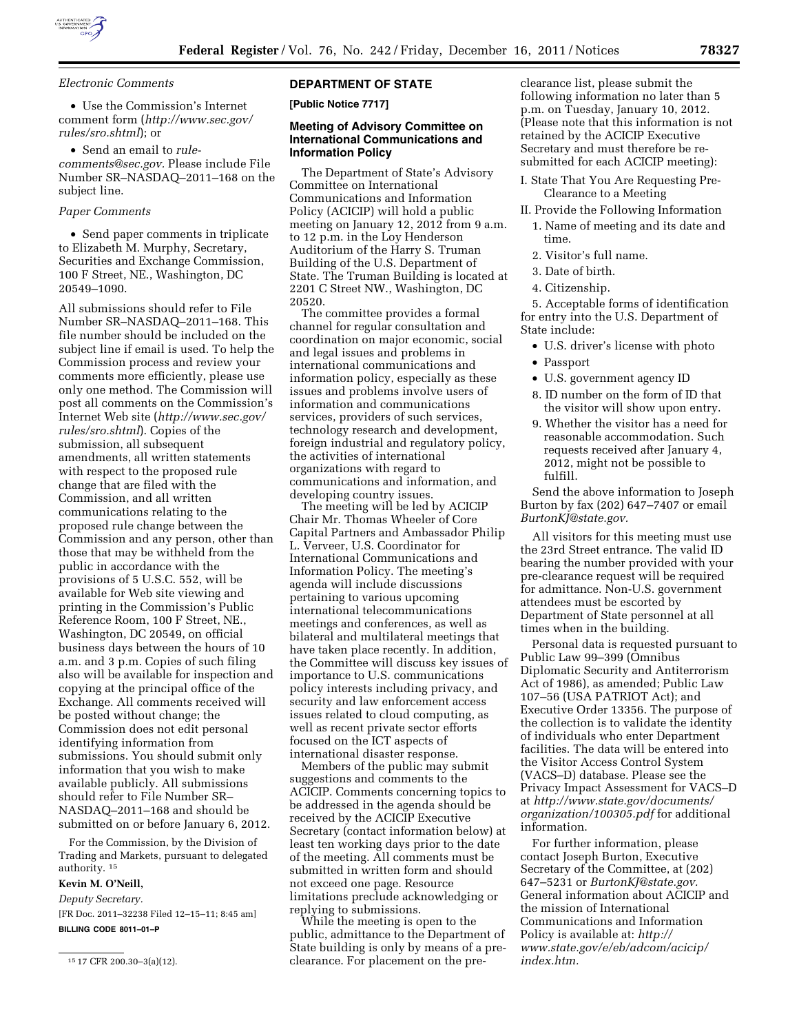*Electronic Comments*

- Use the Commission's Internet comment form (*http://www.sec.gov/rules/sro.shtml*); or
- Send an email to *rule-comments@sec.gov*. Please include File Number SR–NASDAQ–2011–168 on the subject line.

*Paper Comments*

- Send paper comments in triplicate to Elizabeth M. Murphy, Secretary, Securities and Exchange Commission, 100 F Street, NE., Washington, DC 20549–1090.

All submissions should refer to File Number SR–NASDAQ–2011–168. This file number should be included on the subject line if email is used. To help the Commission process and review your comments more efficiently, please use only one method. The Commission will post all comments on the Commission's Internet Web site (*http://www.sec.gov/rules/sro.shtml*). Copies of the submission, all subsequent amendments, all written statements with respect to the proposed rule change that are filed with the Commission, and all written communications relating to the proposed rule change between the Commission and any person, other than those that may be withheld from the public in accordance with the provisions of 5 U.S.C. 552, will be available for Web site viewing and printing in the Commission's Public Reference Room, 100 F Street, NE., Washington, DC 20549, on official business days between the hours of 10 a.m. and 3 p.m. Copies of such filing also will be available for inspection and copying at the principal office of the Exchange. All comments received will be posted without change; the Commission does not edit personal identifying information from submissions. You should submit only information that you wish to make available publicly. All submissions should refer to File Number SR–NASDAQ–2011–168 and should be submitted on or before January 6, 2012.

For the Commission, by the Division of Trading and Markets, pursuant to delegated authority.[15]

**Kevin M. O'Neill,**

*Deputy Secretary.*

[FR Doc. 2011–32238 Filed 12–15–11; 8:45 am]

**BILLING CODE 8011–01–P**

[15] 17 CFR 200.30–3(a)(12).

## DEPARTMENT OF STATE

**[Public Notice 7717]**

### Meeting of Advisory Committee on International Communications and Information Policy

The Department of State's Advisory Committee on International Communications and Information Policy (ACICIP) will hold a public meeting on January 12, 2012 from 9 a.m. to 12 p.m. in the Loy Henderson Auditorium of the Harry S. Truman Building of the U.S. Department of State. The Truman Building is located at 2201 C Street NW., Washington, DC 20520.

The committee provides a formal channel for regular consultation and coordination on major economic, social and legal issues and problems in international communications and information policy, especially as these issues and problems involve users of information and communications services, providers of such services, technology research and development, foreign industrial and regulatory policy, the activities of international organizations with regard to communications and information, and developing country issues.

The meeting will be led by ACICIP Chair Mr. Thomas Wheeler of Core Capital Partners and Ambassador Philip L. Verveer, U.S. Coordinator for International Communications and Information Policy. The meeting's agenda will include discussions pertaining to various upcoming international telecommunications meetings and conferences, as well as bilateral and multilateral meetings that have taken place recently. In addition, the Committee will discuss key issues of importance to U.S. communications policy interests including privacy, and security and law enforcement access issues related to cloud computing, as well as recent private sector efforts focused on the ICT aspects of international disaster response.

Members of the public may submit suggestions and comments to the ACICIP. Comments concerning topics to be addressed in the agenda should be received by the ACICIP Executive Secretary (contact information below) at least ten working days prior to the date of the meeting. All comments must be submitted in written form and should not exceed one page. Resource limitations preclude acknowledging or replying to submissions.

While the meeting is open to the public, admittance to the Department of State building is only by means of a pre-clearance. For placement on the pre-clearance list, please submit the following information no later than 5 p.m. on Tuesday, January 10, 2012. (Please note that this information is not retained by the ACICIP Executive Secretary and must therefore be re-submitted for each ACICIP meeting):

I. State That You Are Requesting Pre-Clearance to a Meeting

II. Provide the Following Information

1. Name of meeting and its date and time.
2. Visitor's full name.
3. Date of birth.
4. Citizenship.
5. Acceptable forms of identification for entry into the U.S. Department of State include:
   - U.S. driver's license with photo
   - Passport
   - U.S. government agency ID
8. ID number on the form of ID that the visitor will show upon entry.
9. Whether the visitor has a need for reasonable accommodation. Such requests received after January 4, 2012, might not be possible to fulfill.

Send the above information to Joseph Burton by fax (202) 647–7407 or email *BurtonKJ@state.gov.*

All visitors for this meeting must use the 23rd Street entrance. The valid ID bearing the number provided with your pre-clearance request will be required for admittance. Non-U.S. government attendees must be escorted by Department of State personnel at all times when in the building.

Personal data is requested pursuant to Public Law 99–399 (Omnibus Diplomatic Security and Antiterrorism Act of 1986), as amended; Public Law 107–56 (USA PATRIOT Act); and Executive Order 13356. The purpose of the collection is to validate the identity of individuals who enter Department facilities. The data will be entered into the Visitor Access Control System (VACS–D) database. Please see the Privacy Impact Assessment for VACS–D at *http://www.state.gov/documents/organization/100305.pdf* for additional information.

For further information, please contact Joseph Burton, Executive Secretary of the Committee, at (202) 647–5231 or *BurtonKJ@state.gov.* General information about ACICIP and the mission of International Communications and Information Policy is available at: *http://www.state.gov/e/eb/adcom/acicip/index.htm.*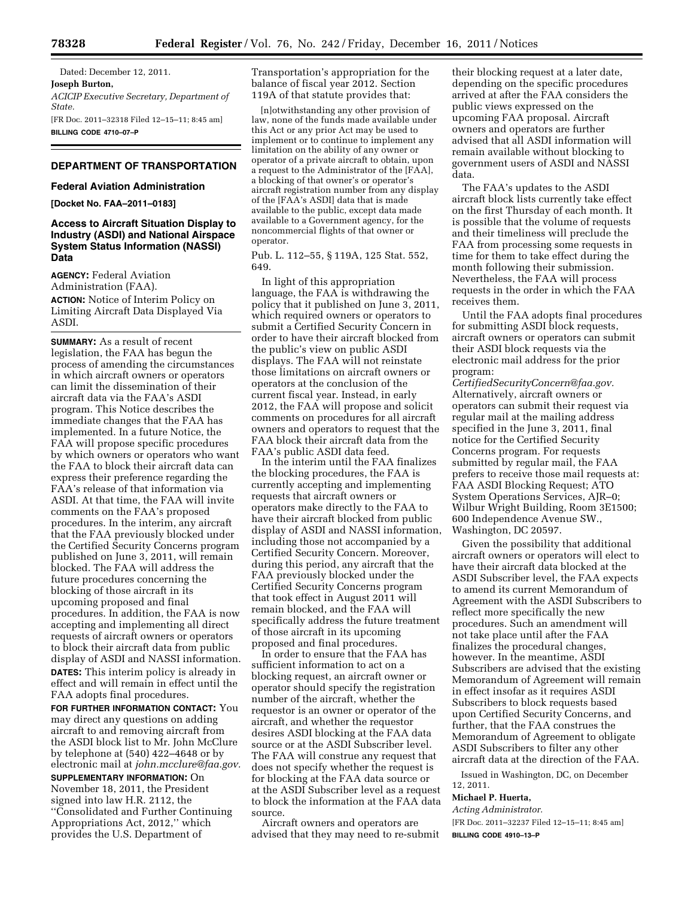Dated: December 12, 2011.

**Joseph Burton,**

*ACICIP Executive Secretary, Department of State.*

[FR Doc. 2011–32318 Filed 12–15–11; 8:45 am]

**BILLING CODE 4710–07–P**

## DEPARTMENT OF TRANSPORTATION

### Federal Aviation Administration

**[Docket No. FAA–2011–0183]**

### Access to Aircraft Situation Display to Industry (ASDI) and National Airspace System Status Information (NASSI) Data

**AGENCY:** Federal Aviation Administration (FAA).

**ACTION:** Notice of Interim Policy on Limiting Aircraft Data Displayed Via ASDI.

**SUMMARY:** As a result of recent legislation, the FAA has begun the process of amending the circumstances in which aircraft owners or operators can limit the dissemination of their aircraft data via the FAA's ASDI program. This Notice describes the immediate changes that the FAA has implemented. In a future Notice, the FAA will propose specific procedures by which owners or operators who want the FAA to block their aircraft data can express their preference regarding the FAA's release of that information via ASDI. At that time, the FAA will invite comments on the FAA's proposed procedures. In the interim, any aircraft that the FAA previously blocked under the Certified Security Concerns program published on June 3, 2011, will remain blocked. The FAA will address the future procedures concerning the blocking of those aircraft in its upcoming proposed and final procedures. In addition, the FAA is now accepting and implementing all direct requests of aircraft owners or operators to block their aircraft data from public display of ASDI and NASSI information.

**DATES:** This interim policy is already in effect and will remain in effect until the FAA adopts final procedures.

**FOR FURTHER INFORMATION CONTACT:** You may direct any questions on adding aircraft to and removing aircraft from the ASDI block list to Mr. John McClure by telephone at (540) 422–4648 or by electronic mail at *john.mcclure@faa.gov.*

**SUPPLEMENTARY INFORMATION:** On November 18, 2011, the President signed into law H.R. 2112, the ''Consolidated and Further Continuing Appropriations Act, 2012,'' which provides the U.S. Department of Transportation's appropriation for the balance of fiscal year 2012. Section 119A of that statute provides that:

> [n]otwithstanding any other provision of law, none of the funds made available under this Act or any prior Act may be used to implement or to continue to implement any limitation on the ability of any owner or operator of a private aircraft to obtain, upon a request to the Administrator of the [FAA], a blocking of that owner's or operator's aircraft registration number from any display of the [FAA's ASDI] data that is made available to the public, except data made available to a Government agency, for the noncommercial flights of that owner or operator.

Pub. L. 112–55, § 119A, 125 Stat. 552, 649.

In light of this appropriation language, the FAA is withdrawing the policy that it published on June 3, 2011, which required owners or operators to submit a Certified Security Concern in order to have their aircraft blocked from the public's view on public ASDI displays. The FAA will not reinstate those limitations on aircraft owners or operators at the conclusion of the current fiscal year. Instead, in early 2012, the FAA will propose and solicit comments on procedures for all aircraft owners and operators to request that the FAA block their aircraft data from the FAA's public ASDI data feed.

In the interim until the FAA finalizes the blocking procedures, the FAA is currently accepting and implementing requests that aircraft owners or operators make directly to the FAA to have their aircraft blocked from public display of ASDI and NASSI information, including those not accompanied by a Certified Security Concern. Moreover, during this period, any aircraft that the FAA previously blocked under the Certified Security Concerns program that took effect in August 2011 will remain blocked, and the FAA will specifically address the future treatment of those aircraft in its upcoming proposed and final procedures.

In order to ensure that the FAA has sufficient information to act on a blocking request, an aircraft owner or operator should specify the registration number of the aircraft, whether the requestor is an owner or operator of the aircraft, and whether the requestor desires ASDI blocking at the FAA data source or at the ASDI Subscriber level. The FAA will construe any request that does not specify whether the request is for blocking at the FAA data source or at the ASDI Subscriber level as a request to block the information at the FAA data source.

Aircraft owners and operators are advised that they may need to re-submit their blocking request at a later date, depending on the specific procedures arrived at after the FAA considers the public views expressed on the upcoming FAA proposal. Aircraft owners and operators are further advised that all ASDI information will remain available without blocking to government users of ASDI and NASSI data.

The FAA's updates to the ASDI aircraft block lists currently take effect on the first Thursday of each month. It is possible that the volume of requests and their timeliness will preclude the FAA from processing some requests in time for them to take effect during the month following their submission. Nevertheless, the FAA will process requests in the order in which the FAA receives them.

Until the FAA adopts final procedures for submitting ASDI block requests, aircraft owners or operators can submit their ASDI block requests via the electronic mail address for the prior program: *CertifiedSecurityConcern@faa.gov.* Alternatively, aircraft owners or operators can submit their request via regular mail at the mailing address specified in the June 3, 2011, final notice for the Certified Security Concerns program. For requests submitted by regular mail, the FAA prefers to receive those mail requests at: FAA ASDI Blocking Request; ATO System Operations Services, AJR–0; Wilbur Wright Building, Room 3E1500; 600 Independence Avenue SW., Washington, DC 20597.

Given the possibility that additional aircraft owners or operators will elect to have their aircraft data blocked at the ASDI Subscriber level, the FAA expects to amend its current Memorandum of Agreement with the ASDI Subscribers to reflect more specifically the new procedures. Such an amendment will not take place until after the FAA finalizes the procedural changes, however. In the meantime, ASDI Subscribers are advised that the existing Memorandum of Agreement will remain in effect insofar as it requires ASDI Subscribers to block requests based upon Certified Security Concerns, and further, that the FAA construes the Memorandum of Agreement to obligate ASDI Subscribers to filter any other aircraft data at the direction of the FAA.

Issued in Washington, DC, on December 12, 2011.

**Michael P. Huerta,**

*Acting Administrator.*

[FR Doc. 2011–32237 Filed 12–15–11; 8:45 am]

**BILLING CODE 4910–13–P**